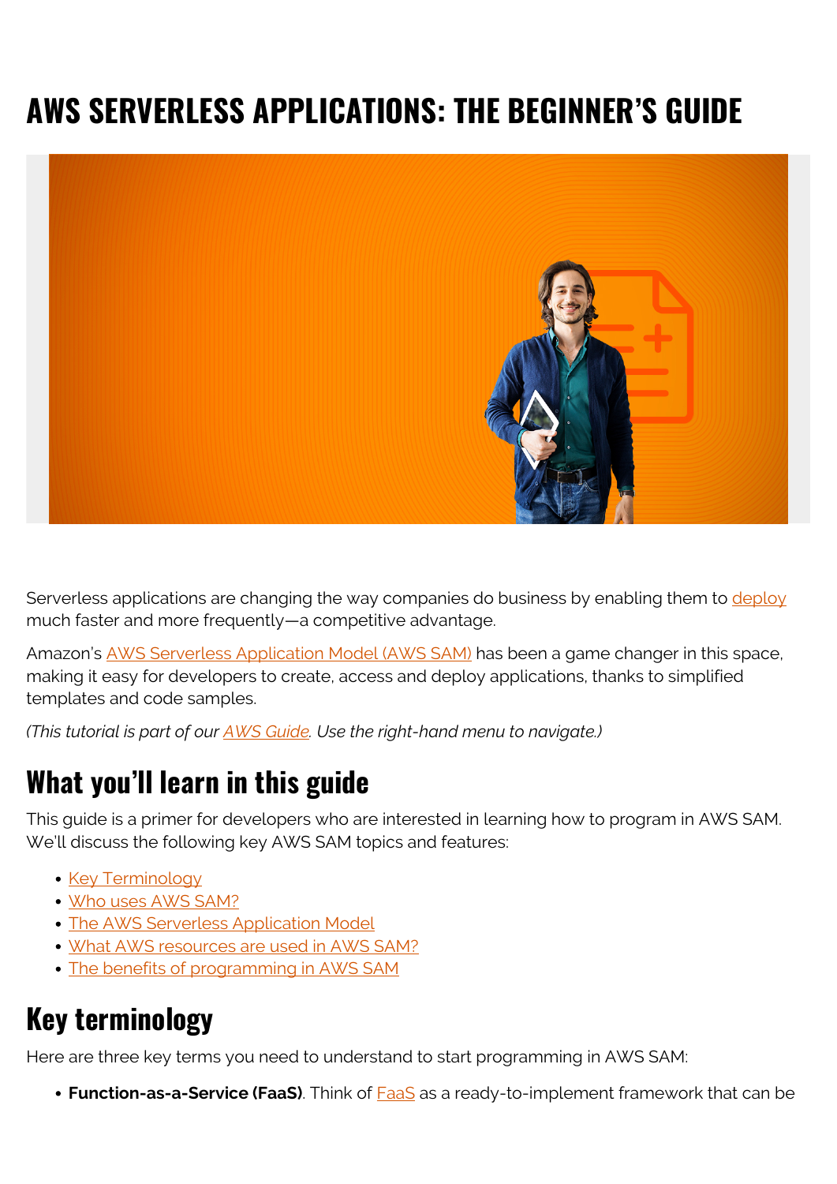# AWS SERVERLESS APPLICATIONS: THE BEGINNER'S GUIDE

Serverless applications are changing the way companies do business by enabling them to deploy much faster and more frequently—a competitive advantage.

Amazon's AWS Serverless Application Model (AWS SAM) has been a game changer in this space, making it easy for developers to create, access and deploy applications, thanks to simplified templates and code samples.

*(This tutorial is part of our AWS Guide. Use the right-hand menu to navigate.)*

## What you'll learn in this guide

This guide is a primer for developers who are interested in learning how to program in AWS SAM. We'll discuss the following key AWS SAM topics and features:

- Key Terminology
- Who uses AWS SAM?
- The AWS Serverless Application Model
- What AWS resources are used in AWS SAM?
- The benefits of programming in AWS SAM

## Key terminology

Here are three key terms you need to understand to start programming in AWS SAM:

- **Function-as-a-Service (FaaS)**. Think of FaaS as a ready-to-implement framework that can be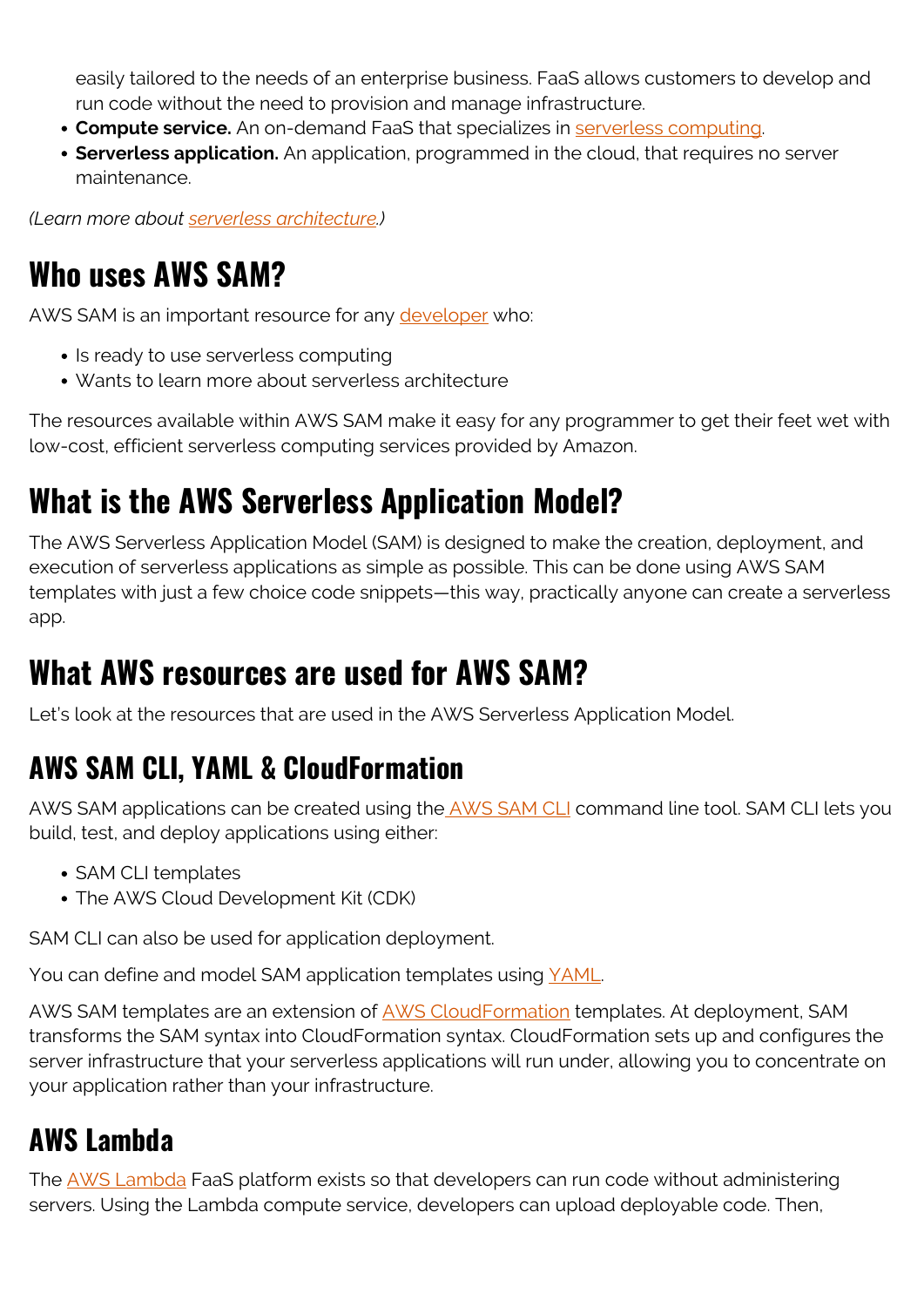easily tailored to the needs of an enterprise business. FaaS allows customers to develop and run code without the need to provision and manage infrastructure.

- **Compute service.** An on-demand FaaS that specializes in serverless computing.
- **Serverless application.** An application, programmed in the cloud, that requires no server maintenance.

*(Learn more about serverless architecture.)*

# Who uses AWS SAM?

AWS SAM is an important resource for any developer who:

- Is ready to use serverless computing
- Wants to learn more about serverless architecture

The resources available within AWS SAM make it easy for any programmer to get their feet wet with low-cost, efficient serverless computing services provided by Amazon.

# What is the AWS Serverless Application Model?

The AWS Serverless Application Model (SAM) is designed to make the creation, deployment, and execution of serverless applications as simple as possible. This can be done using AWS SAM templates with just a few choice code snippets—this way, practically anyone can create a serverless app.

# What AWS resources are used for AWS SAM?

Let's look at the resources that are used in the AWS Serverless Application Model.

## AWS SAM CLI, YAML & CloudFormation

AWS SAM applications can be created using the AWS SAM CLI command line tool. SAM CLI lets you build, test, and deploy applications using either:

- SAM CLI templates
- The AWS Cloud Development Kit (CDK)

SAM CLI can also be used for application deployment.

You can define and model SAM application templates using YAML.

AWS SAM templates are an extension of AWS CloudFormation templates. At deployment, SAM transforms the SAM syntax into CloudFormation syntax. CloudFormation sets up and configures the server infrastructure that your serverless applications will run under, allowing you to concentrate on your application rather than your infrastructure.

## AWS Lambda

The AWS Lambda FaaS platform exists so that developers can run code without administering servers. Using the Lambda compute service, developers can upload deployable code. Then,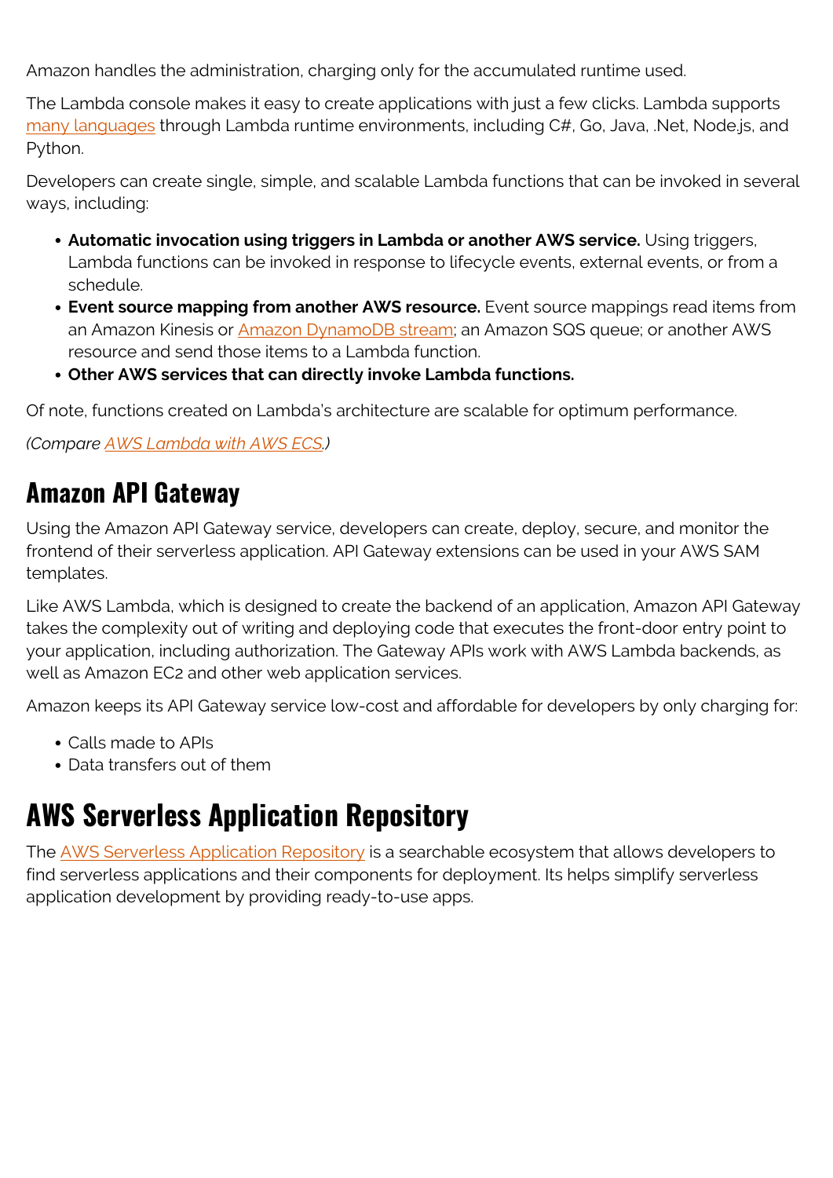Amazon handles the administration, charging only for the accumulated runtime used.

The Lambda console makes it easy to create applications with just a few clicks. Lambda supports [many languages](#) through Lambda runtime environments, including C#, Go, Java, .Net, Node.js, and Python.

Developers can create single, simple, and scalable Lambda functions that can be invoked in several ways, including:

- **Automatic invocation using triggers in Lambda or another AWS service.** Using triggers, Lambda functions can be invoked in response to lifecycle events, external events, or from a schedule.
- **Event source mapping from another AWS resource.** Event source mappings read items from an Amazon Kinesis or [Amazon DynamoDB stream](#); an Amazon SQS queue; or another AWS resource and send those items to a Lambda function.
- **Other AWS services that can directly invoke Lambda functions.**

Of note, functions created on Lambda's architecture are scalable for optimum performance.

*(Compare [AWS Lambda with AWS ECS](#).)*

## Amazon API Gateway

Using the Amazon API Gateway service, developers can create, deploy, secure, and monitor the frontend of their serverless application. API Gateway extensions can be used in your AWS SAM templates.

Like AWS Lambda, which is designed to create the backend of an application, Amazon API Gateway takes the complexity out of writing and deploying code that executes the front-door entry point to your application, including authorization. The Gateway APIs work with AWS Lambda backends, as well as Amazon EC2 and other web application services.

Amazon keeps its API Gateway service low-cost and affordable for developers by only charging for:

- Calls made to APIs
- Data transfers out of them

# AWS Serverless Application Repository

The [AWS Serverless Application Repository](#) is a searchable ecosystem that allows developers to find serverless applications and their components for deployment. Its helps simplify serverless application development by providing ready-to-use apps.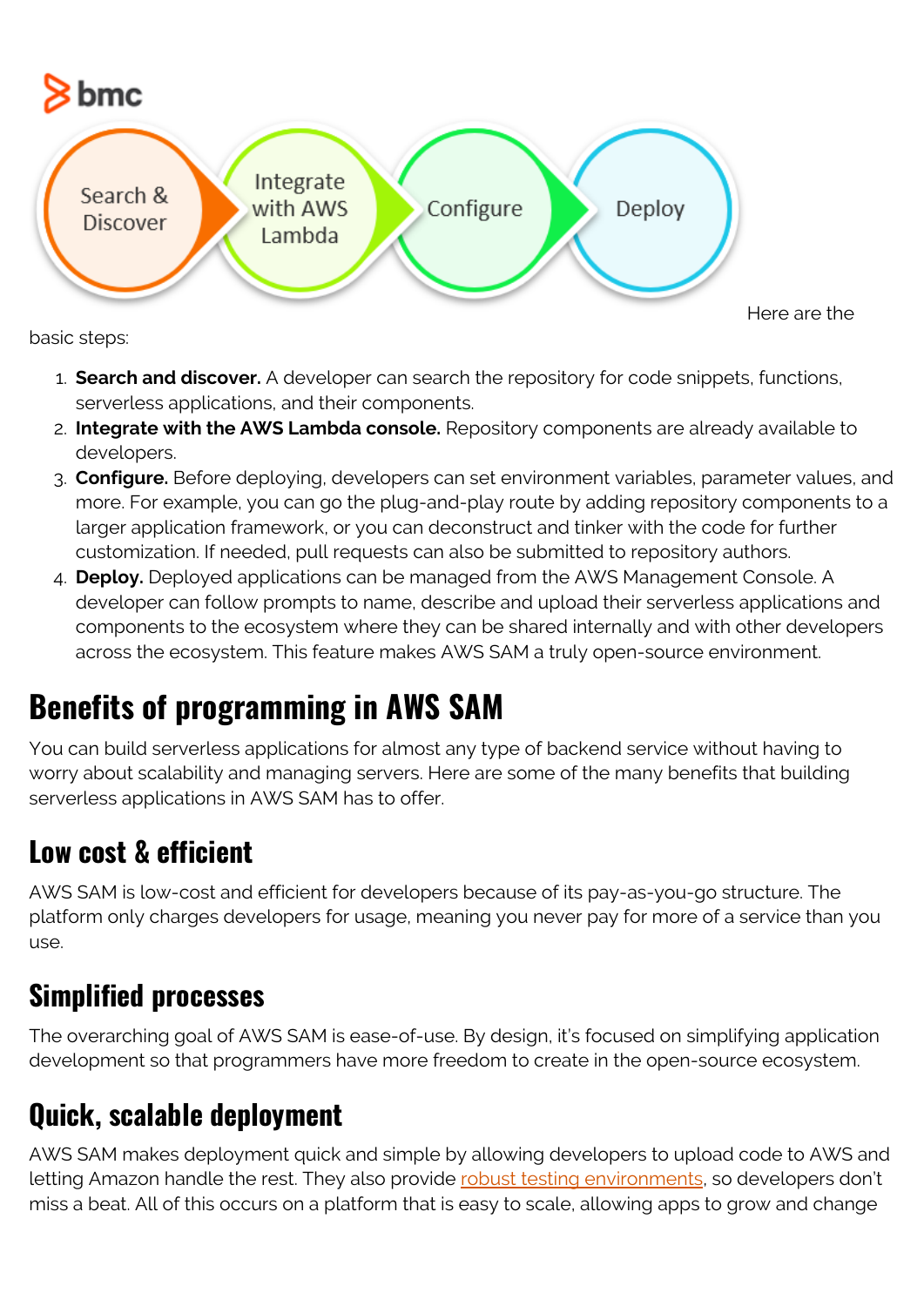Here are the basic steps:

1. **Search and discover.** A developer can search the repository for code snippets, functions, serverless applications, and their components.
2. **Integrate with the AWS Lambda console.** Repository components are already available to developers.
3. **Configure.** Before deploying, developers can set environment variables, parameter values, and more. For example, you can go the plug-and-play route by adding repository components to a larger application framework, or you can deconstruct and tinker with the code for further customization. If needed, pull requests can also be submitted to repository authors.
4. **Deploy.** Deployed applications can be managed from the AWS Management Console. A developer can follow prompts to name, describe and upload their serverless applications and components to the ecosystem where they can be shared internally and with other developers across the ecosystem. This feature makes AWS SAM a truly open-source environment.

## Benefits of programming in AWS SAM

You can build serverless applications for almost any type of backend service without having to worry about scalability and managing servers. Here are some of the many benefits that building serverless applications in AWS SAM has to offer.

### Low cost & efficient

AWS SAM is low-cost and efficient for developers because of its pay-as-you-go structure. The platform only charges developers for usage, meaning you never pay for more of a service than you use.

### Simplified processes

The overarching goal of AWS SAM is ease-of-use. By design, it's focused on simplifying application development so that programmers have more freedom to create in the open-source ecosystem.

### Quick, scalable deployment

AWS SAM makes deployment quick and simple by allowing developers to upload code to AWS and letting Amazon handle the rest. They also provide robust testing environments, so developers don't miss a beat. All of this occurs on a platform that is easy to scale, allowing apps to grow and change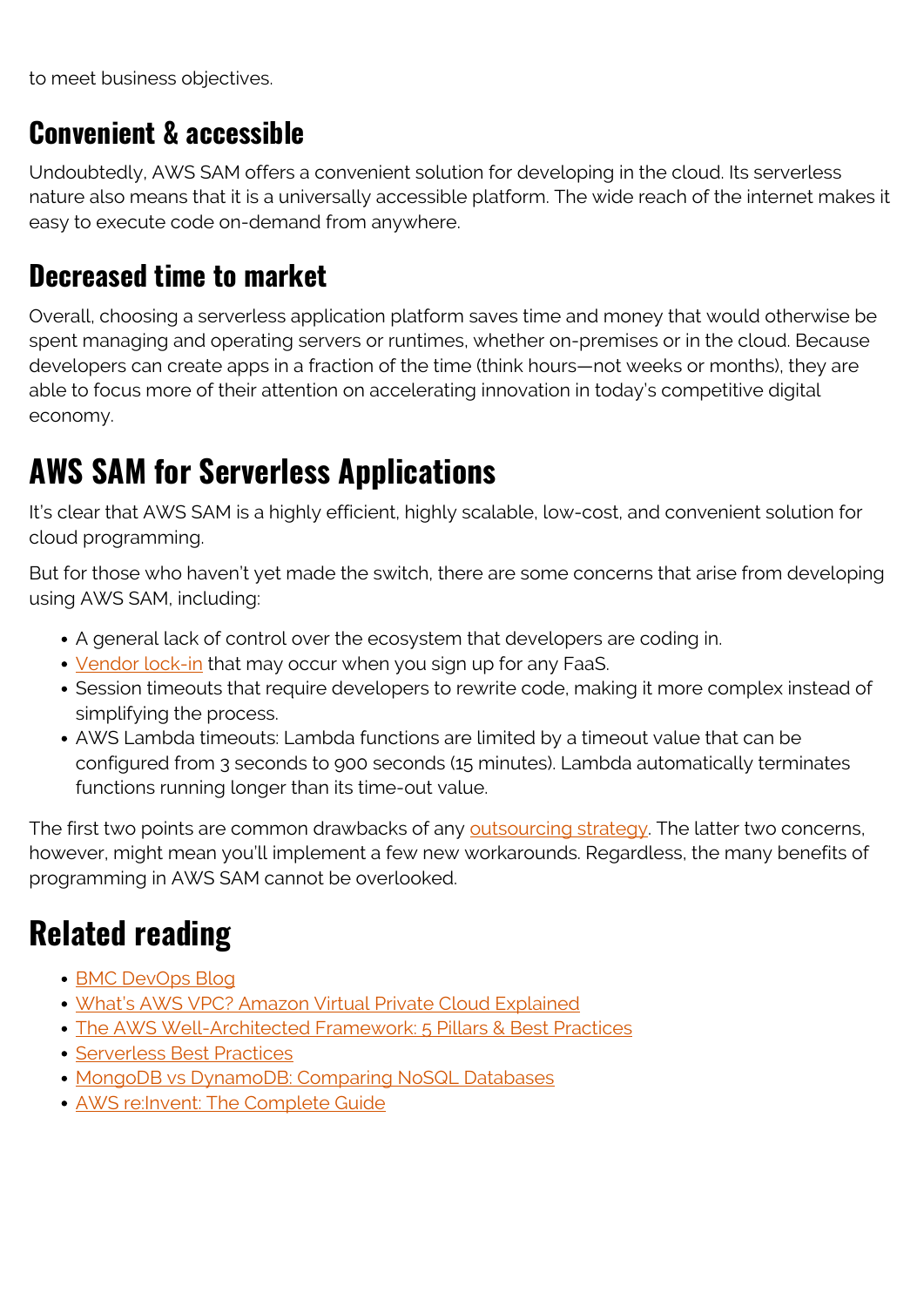to meet business objectives.

### Convenient & accessible

Undoubtedly, AWS SAM offers a convenient solution for developing in the cloud. Its serverless nature also means that it is a universally accessible platform. The wide reach of the internet makes it easy to execute code on-demand from anywhere.

### Decreased time to market

Overall, choosing a serverless application platform saves time and money that would otherwise be spent managing and operating servers or runtimes, whether on-premises or in the cloud. Because developers can create apps in a fraction of the time (think hours—not weeks or months), they are able to focus more of their attention on accelerating innovation in today's competitive digital economy.

## AWS SAM for Serverless Applications

It's clear that AWS SAM is a highly efficient, highly scalable, low-cost, and convenient solution for cloud programming.

But for those who haven't yet made the switch, there are some concerns that arise from developing using AWS SAM, including:

- A general lack of control over the ecosystem that developers are coding in.
- Vendor lock-in that may occur when you sign up for any FaaS.
- Session timeouts that require developers to rewrite code, making it more complex instead of simplifying the process.
- AWS Lambda timeouts: Lambda functions are limited by a timeout value that can be configured from 3 seconds to 900 seconds (15 minutes). Lambda automatically terminates functions running longer than its time-out value.

The first two points are common drawbacks of any outsourcing strategy. The latter two concerns, however, might mean you'll implement a few new workarounds. Regardless, the many benefits of programming in AWS SAM cannot be overlooked.

## Related reading

- BMC DevOps Blog
- What's AWS VPC? Amazon Virtual Private Cloud Explained
- The AWS Well-Architected Framework: 5 Pillars & Best Practices
- Serverless Best Practices
- MongoDB vs DynamoDB: Comparing NoSQL Databases
- AWS re:Invent: The Complete Guide